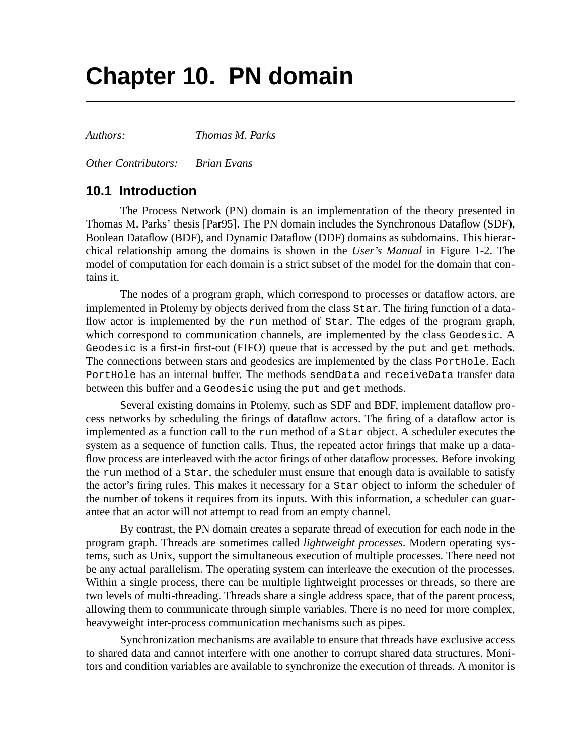# Chapter 10. PN domain

*Authors:* *Thomas M. Parks*

*Other Contributors:* *Brian Evans*

## 10.1 Introduction

The Process Network (PN) domain is an implementation of the theory presented in Thomas M. Parks' thesis [Par95]. The PN domain includes the Synchronous Dataflow (SDF), Boolean Dataflow (BDF), and Dynamic Dataflow (DDF) domains as subdomains. This hierarchical relationship among the domains is shown in the *User's Manual* in Figure 1-2. The model of computation for each domain is a strict subset of the model for the domain that contains it.

The nodes of a program graph, which correspond to processes or dataflow actors, are implemented in Ptolemy by objects derived from the class `Star`. The firing function of a dataflow actor is implemented by the `run` method of `Star`. The edges of the program graph, which correspond to communication channels, are implemented by the class `Geodesic`. A `Geodesic` is a first-in first-out (FIFO) queue that is accessed by the `put` and `get` methods. The connections between stars and geodesics are implemented by the class `PortHole`. Each `PortHole` has an internal buffer. The methods `sendData` and `receiveData` transfer data between this buffer and a `Geodesic` using the `put` and `get` methods.

Several existing domains in Ptolemy, such as SDF and BDF, implement dataflow process networks by scheduling the firings of dataflow actors. The firing of a dataflow actor is implemented as a function call to the `run` method of a `Star` object. A scheduler executes the system as a sequence of function calls. Thus, the repeated actor firings that make up a dataflow process are interleaved with the actor firings of other dataflow processes. Before invoking the `run` method of a `Star`, the scheduler must ensure that enough data is available to satisfy the actor's firing rules. This makes it necessary for a `Star` object to inform the scheduler of the number of tokens it requires from its inputs. With this information, a scheduler can guarantee that an actor will not attempt to read from an empty channel.

By contrast, the PN domain creates a separate thread of execution for each node in the program graph. Threads are sometimes called *lightweight processes*. Modern operating systems, such as Unix, support the simultaneous execution of multiple processes. There need not be any actual parallelism. The operating system can interleave the execution of the processes. Within a single process, there can be multiple lightweight processes or threads, so there are two levels of multi-threading. Threads share a single address space, that of the parent process, allowing them to communicate through simple variables. There is no need for more complex, heavyweight inter-process communication mechanisms such as pipes.

Synchronization mechanisms are available to ensure that threads have exclusive access to shared data and cannot interfere with one another to corrupt shared data structures. Monitors and condition variables are available to synchronize the execution of threads. A monitor is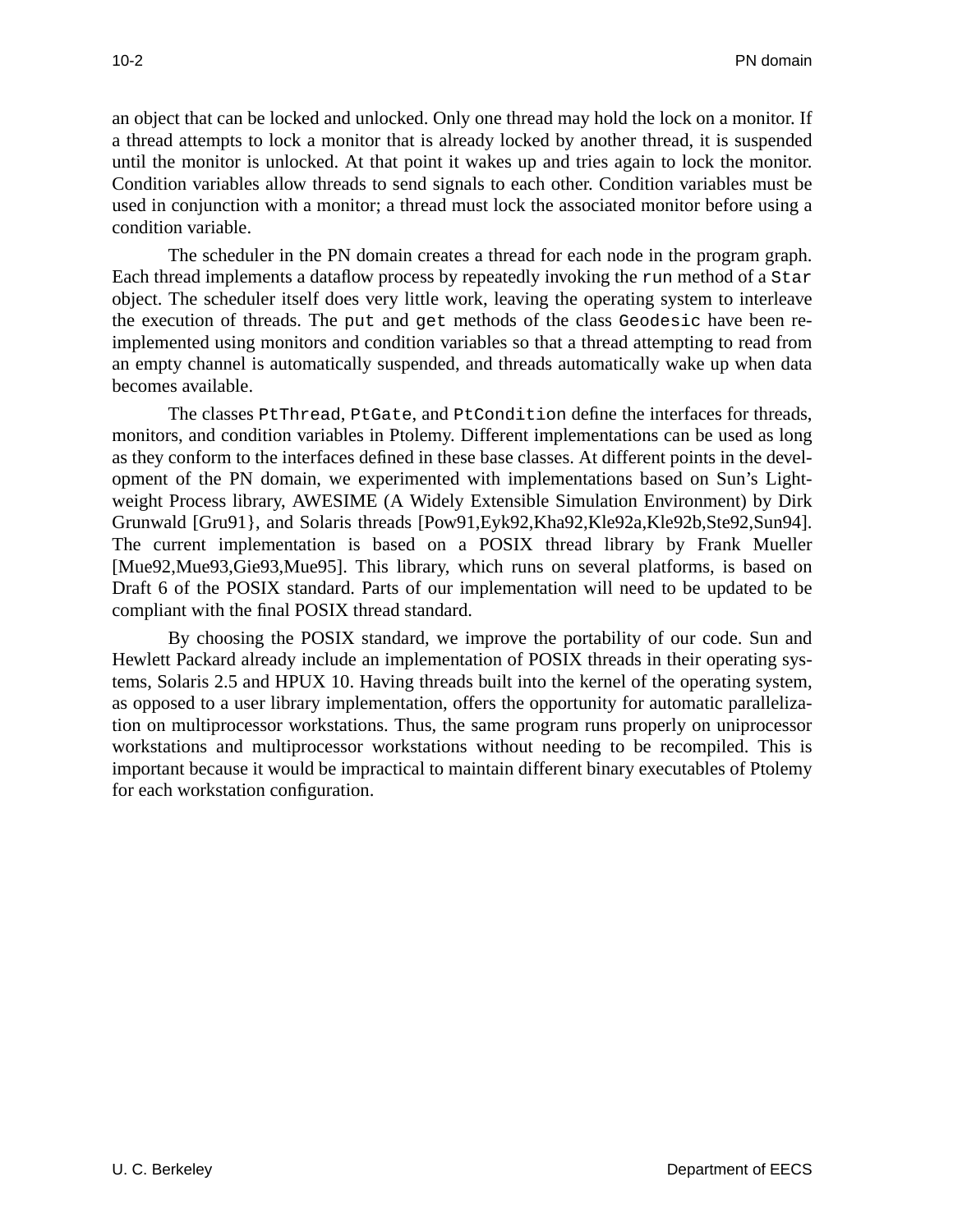an object that can be locked and unlocked. Only one thread may hold the lock on a monitor. If a thread attempts to lock a monitor that is already locked by another thread, it is suspended until the monitor is unlocked. At that point it wakes up and tries again to lock the monitor. Condition variables allow threads to send signals to each other. Condition variables must be used in conjunction with a monitor; a thread must lock the associated monitor before using a condition variable.

The scheduler in the PN domain creates a thread for each node in the program graph. Each thread implements a dataflow process by repeatedly invoking the `run` method of a `Star` object. The scheduler itself does very little work, leaving the operating system to interleave the execution of threads. The `put` and `get` methods of the class `Geodesic` have been re-implemented using monitors and condition variables so that a thread attempting to read from an empty channel is automatically suspended, and threads automatically wake up when data becomes available.

The classes `PtThread`, `PtGate`, and `PtCondition` define the interfaces for threads, monitors, and condition variables in Ptolemy. Different implementations can be used as long as they conform to the interfaces defined in these base classes. At different points in the development of the PN domain, we experimented with implementations based on Sun's Lightweight Process library, AWESIME (A Widely Extensible Simulation Environment) by Dirk Grunwald [Gru91}, and Solaris threads [Pow91,Eyk92,Kha92,Kle92a,Kle92b,Ste92,Sun94]. The current implementation is based on a POSIX thread library by Frank Mueller [Mue92,Mue93,Gie93,Mue95]. This library, which runs on several platforms, is based on Draft 6 of the POSIX standard. Parts of our implementation will need to be updated to be compliant with the final POSIX thread standard.

By choosing the POSIX standard, we improve the portability of our code. Sun and Hewlett Packard already include an implementation of POSIX threads in their operating systems, Solaris 2.5 and HPUX 10. Having threads built into the kernel of the operating system, as opposed to a user library implementation, offers the opportunity for automatic parallelization on multiprocessor workstations. Thus, the same program runs properly on uniprocessor workstations and multiprocessor workstations without needing to be recompiled. This is important because it would be impractical to maintain different binary executables of Ptolemy for each workstation configuration.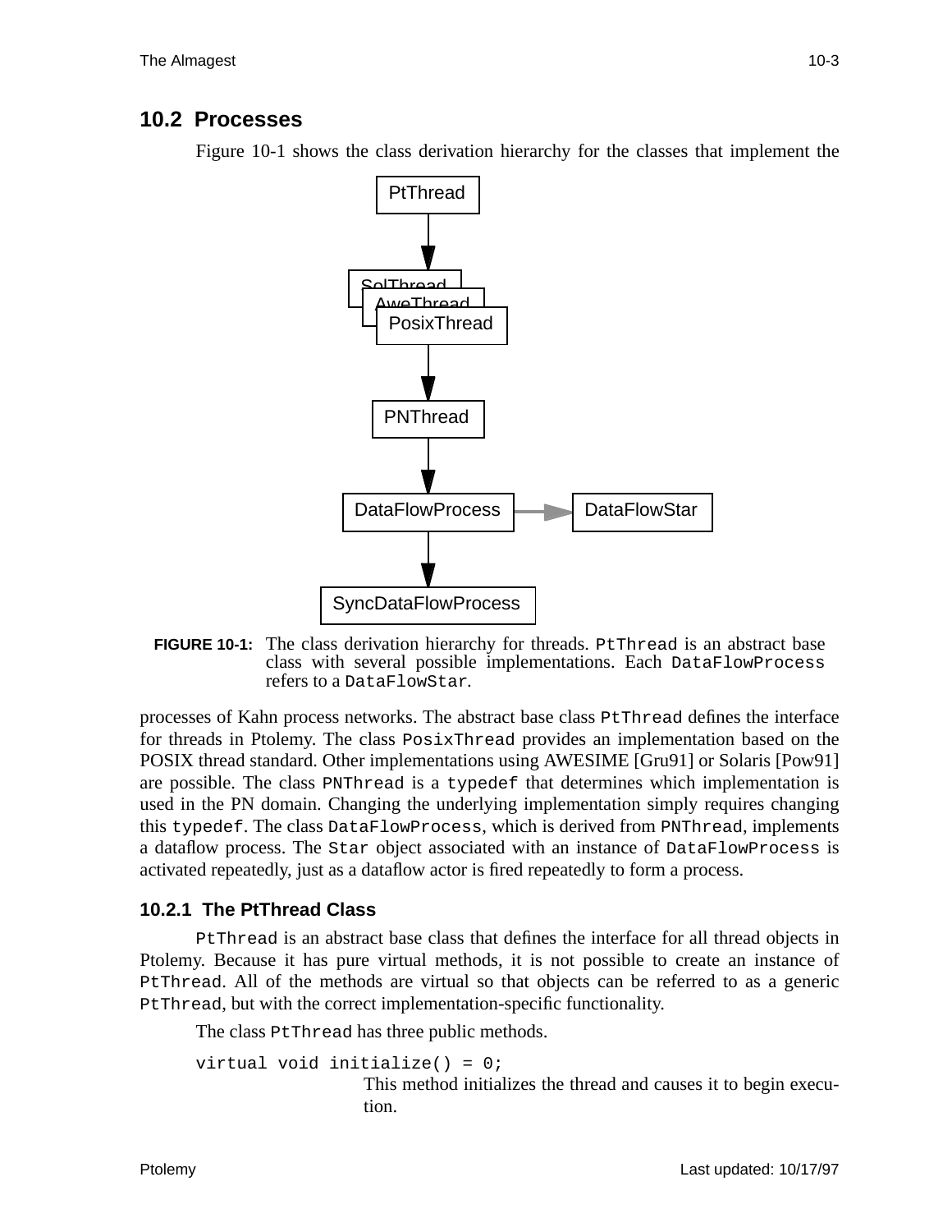## 10.2 Processes

Figure 10-1 shows the class derivation hierarchy for the classes that implement the processes of Kahn process networks. The abstract base class `PtThread` defines the interface for threads in Ptolemy. The class `PosixThread` provides an implementation based on the POSIX thread standard. Other implementations using AWESIME [Gru91] or Solaris [Pow91] are possible. The class `PNThread` is a `typedef` that determines which implementation is used in the PN domain. Changing the underlying implementation simply requires changing this `typedef`. The class `DataFlowProcess`, which is derived from `PNThread`, implements a dataflow process. The `Star` object associated with an instance of `DataFlowProcess` is activated repeatedly, just as a dataflow actor is fired repeatedly to form a process.

**FIGURE 10-1:** The class derivation hierarchy for threads. `PtThread` is an abstract base class with several possible implementations. Each `DataFlowProcess` refers to a `DataFlowStar`.

### 10.2.1 The PtThread Class

`PtThread` is an abstract base class that defines the interface for all thread objects in Ptolemy. Because it has pure virtual methods, it is not possible to create an instance of `PtThread`. All of the methods are virtual so that objects can be referred to as a generic `PtThread`, but with the correct implementation-specific functionality.

The class `PtThread` has three public methods.

```
virtual void initialize() = 0;
```

This method initializes the thread and causes it to begin execution.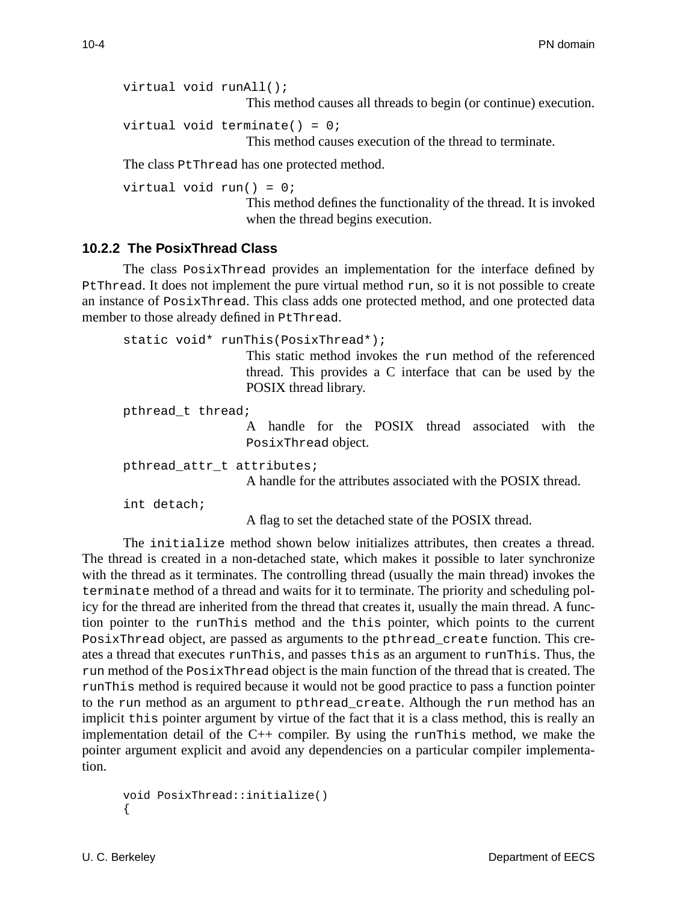```
virtual void runAll();
```

This method causes all threads to begin (or continue) execution.

```
virtual void terminate() = 0;
```

This method causes execution of the thread to terminate.

The class `PtThread` has one protected method.

```
virtual void run() = 0;
```

This method defines the functionality of the thread. It is invoked when the thread begins execution.

### 10.2.2 The PosixThread Class

The class `PosixThread` provides an implementation for the interface defined by `PtThread`. It does not implement the pure virtual method `run`, so it is not possible to create an instance of `PosixThread`. This class adds one protected method, and one protected data member to those already defined in `PtThread`.

```
static void* runThis(PosixThread*);
```

This static method invokes the `run` method of the referenced thread. This provides a C interface that can be used by the POSIX thread library.

```
pthread_t thread;
```

A handle for the POSIX thread associated with the `PosixThread` object.

```
pthread_attr_t attributes;
```

A handle for the attributes associated with the POSIX thread.

```
int detach;
```

A flag to set the detached state of the POSIX thread.

The `initialize` method shown below initializes attributes, then creates a thread. The thread is created in a non-detached state, which makes it possible to later synchronize with the thread as it terminates. The controlling thread (usually the main thread) invokes the `terminate` method of a thread and waits for it to terminate. The priority and scheduling policy for the thread are inherited from the thread that creates it, usually the main thread. A function pointer to the `runThis` method and the `this` pointer, which points to the current `PosixThread` object, are passed as arguments to the `pthread_create` function. This creates a thread that executes `runThis`, and passes `this` as an argument to `runThis`. Thus, the `run` method of the `PosixThread` object is the main function of the thread that is created. The `runThis` method is required because it would not be good practice to pass a function pointer to the `run` method as an argument to `pthread_create`. Although the `run` method has an implicit `this` pointer argument by virtue of the fact that it is a class method, this is really an implementation detail of the C++ compiler. By using the `runThis` method, we make the pointer argument explicit and avoid any dependencies on a particular compiler implementation.

```
void PosixThread::initialize()
{
```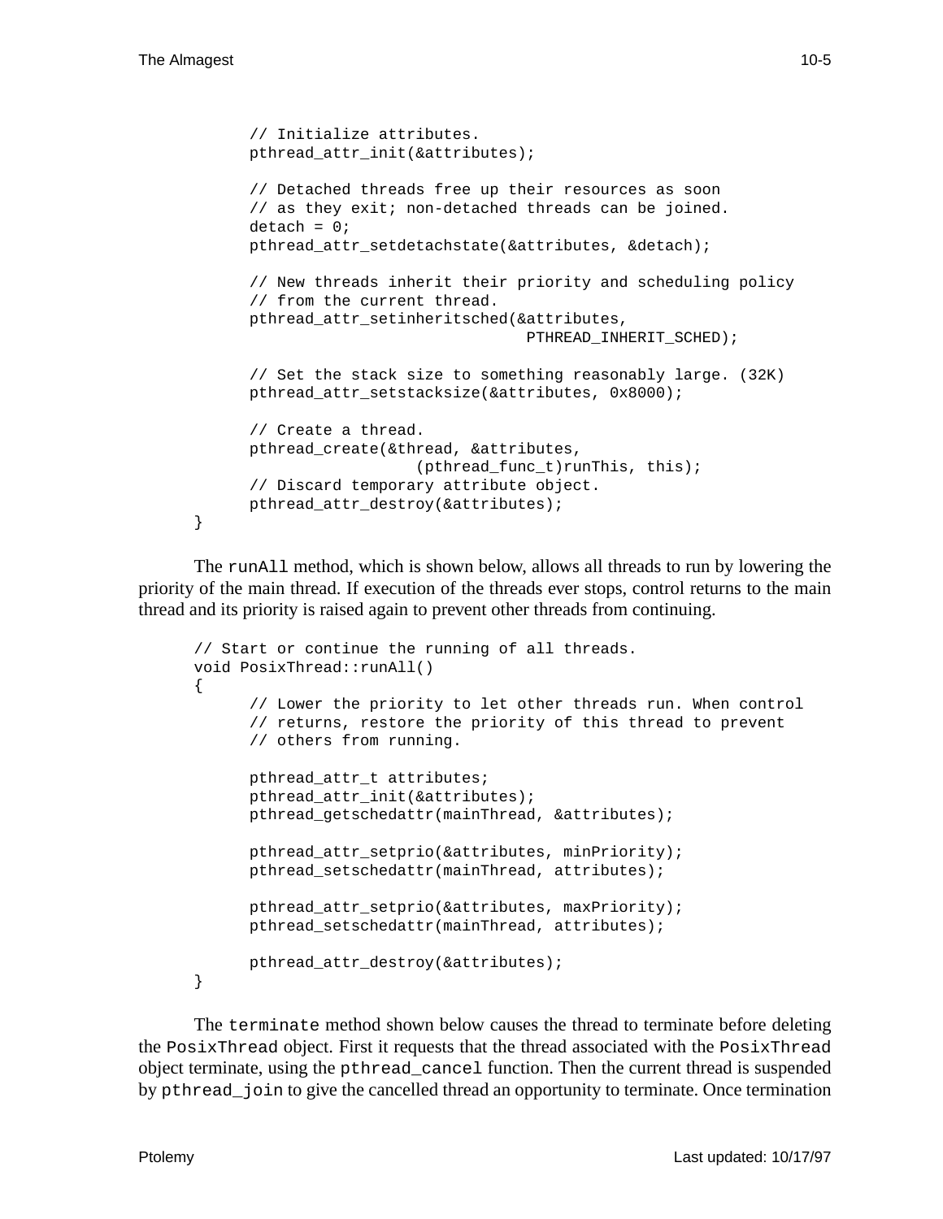```
        // Initialize attributes.
        pthread_attr_init(&attributes);

        // Detached threads free up their resources as soon
        // as they exit; non-detached threads can be joined.
        detach = 0;
        pthread_attr_setdetachstate(&attributes, &detach);

        // New threads inherit their priority and scheduling policy
        // from the current thread.
        pthread_attr_setinheritsched(&attributes,
                                     PTHREAD_INHERIT_SCHED);

        // Set the stack size to something reasonably large. (32K)
        pthread_attr_setstacksize(&attributes, 0x8000);

        // Create a thread.
        pthread_create(&thread, &attributes,
                       (pthread_func_t)runThis, this);
        // Discard temporary attribute object.
        pthread_attr_destroy(&attributes);
}
```

The `runAll` method, which is shown below, allows all threads to run by lowering the priority of the main thread. If execution of the threads ever stops, control returns to the main thread and its priority is raised again to prevent other threads from continuing.

```
// Start or continue the running of all threads.
void PosixThread::runAll()
{
        // Lower the priority to let other threads run. When control
        // returns, restore the priority of this thread to prevent
        // others from running.

        pthread_attr_t attributes;
        pthread_attr_init(&attributes);
        pthread_getschedattr(mainThread, &attributes);

        pthread_attr_setprio(&attributes, minPriority);
        pthread_setschedattr(mainThread, attributes);

        pthread_attr_setprio(&attributes, maxPriority);
        pthread_setschedattr(mainThread, attributes);

        pthread_attr_destroy(&attributes);
}
```

The `terminate` method shown below causes the thread to terminate before deleting the `PosixThread` object. First it requests that the thread associated with the `PosixThread` object terminate, using the `pthread_cancel` function. Then the current thread is suspended by `pthread_join` to give the cancelled thread an opportunity to terminate. Once termination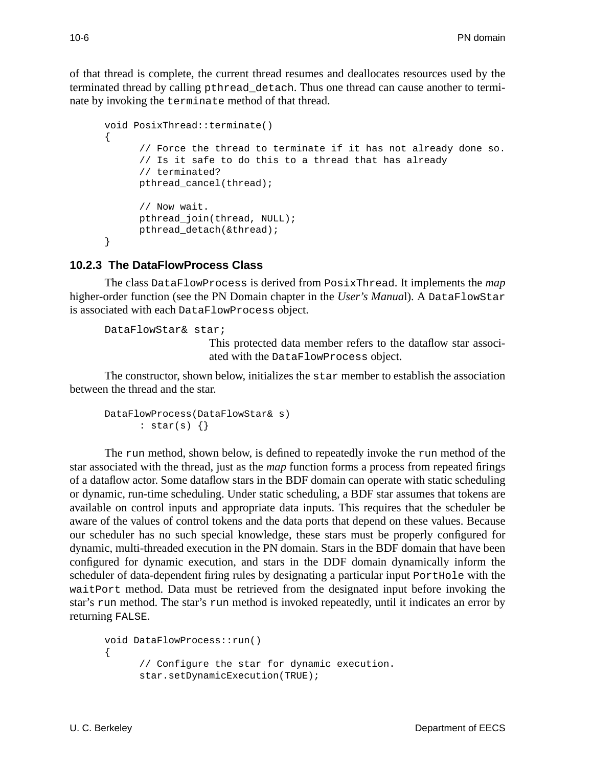of that thread is complete, the current thread resumes and deallocates resources used by the terminated thread by calling `pthread_detach`. Thus one thread can cause another to terminate by invoking the `terminate` method of that thread.

```
void PosixThread::terminate()
{
      // Force the thread to terminate if it has not already done so.
      // Is it safe to do this to a thread that has already
      // terminated?
      pthread_cancel(thread);

      // Now wait.
      pthread_join(thread, NULL);
      pthread_detach(&thread);
}
```

### 10.2.3 The DataFlowProcess Class

The class `DataFlowProcess` is derived from `PosixThread`. It implements the *map* higher-order function (see the PN Domain chapter in the *User's Manual*). A `DataFlowStar` is associated with each `DataFlowProcess` object.

`DataFlowStar& star;`
: This protected data member refers to the dataflow star associated with the `DataFlowProcess` object.

The constructor, shown below, initializes the `star` member to establish the association between the thread and the star.

```
DataFlowProcess(DataFlowStar& s)
      : star(s) {}
```

The `run` method, shown below, is defined to repeatedly invoke the `run` method of the star associated with the thread, just as the *map* function forms a process from repeated firings of a dataflow actor. Some dataflow stars in the BDF domain can operate with static scheduling or dynamic, run-time scheduling. Under static scheduling, a BDF star assumes that tokens are available on control inputs and appropriate data inputs. This requires that the scheduler be aware of the values of control tokens and the data ports that depend on these values. Because our scheduler has no such special knowledge, these stars must be properly configured for dynamic, multi-threaded execution in the PN domain. Stars in the BDF domain that have been configured for dynamic execution, and stars in the DDF domain dynamically inform the scheduler of data-dependent firing rules by designating a particular input `PortHole` with the `waitPort` method. Data must be retrieved from the designated input before invoking the star's `run` method. The star's `run` method is invoked repeatedly, until it indicates an error by returning `FALSE`.

```
void DataFlowProcess::run()
{
      // Configure the star for dynamic execution.
      star.setDynamicExecution(TRUE);
```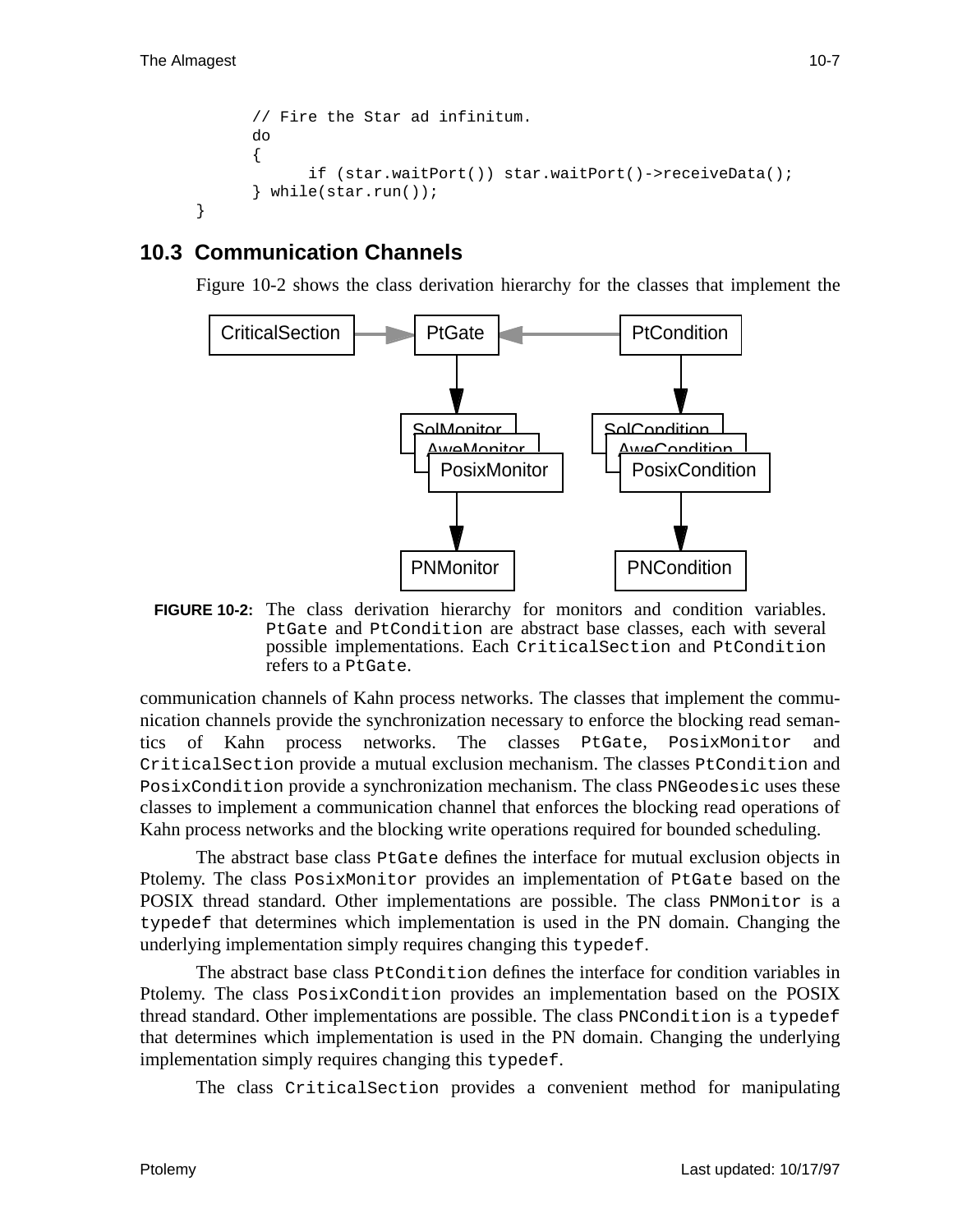```
        // Fire the Star ad infinitum.
        do
        {
            if (star.waitPort()) star.waitPort()->receiveData();
        } while(star.run());
}
```

## 10.3 Communication Channels

Figure 10-2 shows the class derivation hierarchy for the classes that implement the communication channels of Kahn process networks. The classes that implement the communication channels provide the synchronization necessary to enforce the blocking read semantics of Kahn process networks. The classes `PtGate`, `PosixMonitor` and `CriticalSection` provide a mutual exclusion mechanism. The classes `PtCondition` and `PosixCondition` provide a synchronization mechanism. The class `PNGeodesic` uses these classes to implement a communication channel that enforces the blocking read operations of Kahn process networks and the blocking write operations required for bounded scheduling.

**FIGURE 10-2:** The class derivation hierarchy for monitors and condition variables. `PtGate` and `PtCondition` are abstract base classes, each with several possible implementations. Each `CriticalSection` and `PtCondition` refers to a `PtGate`.

The abstract base class `PtGate` defines the interface for mutual exclusion objects in Ptolemy. The class `PosixMonitor` provides an implementation of `PtGate` based on the POSIX thread standard. Other implementations are possible. The class `PNMonitor` is a `typedef` that determines which implementation is used in the PN domain. Changing the underlying implementation simply requires changing this `typedef`.

The abstract base class `PtCondition` defines the interface for condition variables in Ptolemy. The class `PosixCondition` provides an implementation based on the POSIX thread standard. Other implementations are possible. The class `PNCondition` is a `typedef` that determines which implementation is used in the PN domain. Changing the underlying implementation simply requires changing this `typedef`.

The class `CriticalSection` provides a convenient method for manipulating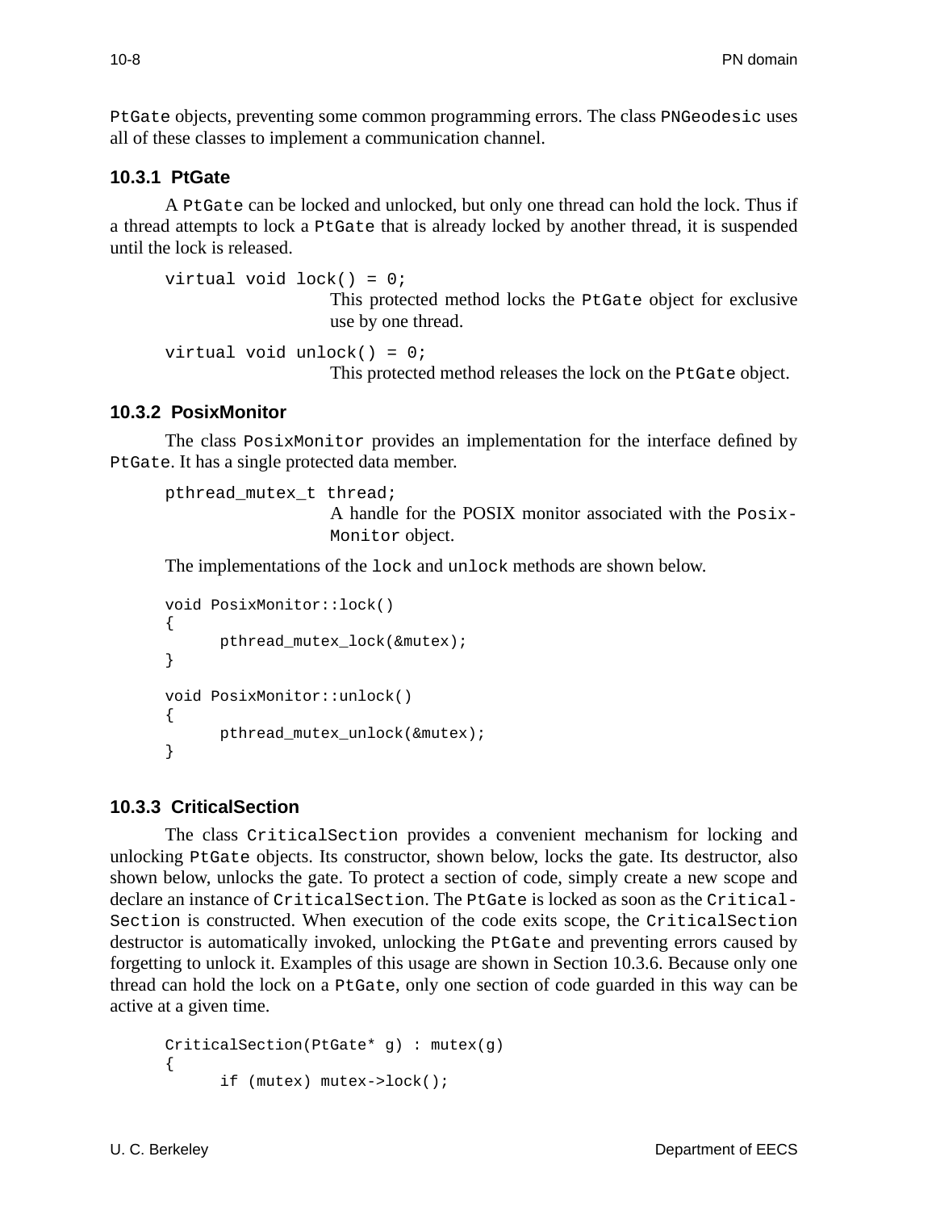PtGate objects, preventing some common programming errors. The class PNGeodesic uses all of these classes to implement a communication channel.

### 10.3.1 PtGate

A PtGate can be locked and unlocked, but only one thread can hold the lock. Thus if a thread attempts to lock a PtGate that is already locked by another thread, it is suspended until the lock is released.

```
virtual void lock() = 0;
```

This protected method locks the PtGate object for exclusive use by one thread.

```
virtual void unlock() = 0;
```

This protected method releases the lock on the PtGate object.

### 10.3.2 PosixMonitor

The class PosixMonitor provides an implementation for the interface defined by PtGate. It has a single protected data member.

```
pthread_mutex_t thread;
```

A handle for the POSIX monitor associated with the PosixMonitor object.

The implementations of the lock and unlock methods are shown below.

```
void PosixMonitor::lock()
{
      pthread_mutex_lock(&mutex);
}

void PosixMonitor::unlock()
{
      pthread_mutex_unlock(&mutex);
}
```

### 10.3.3 CriticalSection

The class CriticalSection provides a convenient mechanism for locking and unlocking PtGate objects. Its constructor, shown below, locks the gate. Its destructor, also shown below, unlocks the gate. To protect a section of code, simply create a new scope and declare an instance of CriticalSection. The PtGate is locked as soon as the CriticalSection is constructed. When execution of the code exits scope, the CriticalSection destructor is automatically invoked, unlocking the PtGate and preventing errors caused by forgetting to unlock it. Examples of this usage are shown in Section 10.3.6. Because only one thread can hold the lock on a PtGate, only one section of code guarded in this way can be active at a given time.

```
CriticalSection(PtGate* g) : mutex(g)
{
      if (mutex) mutex->lock();
```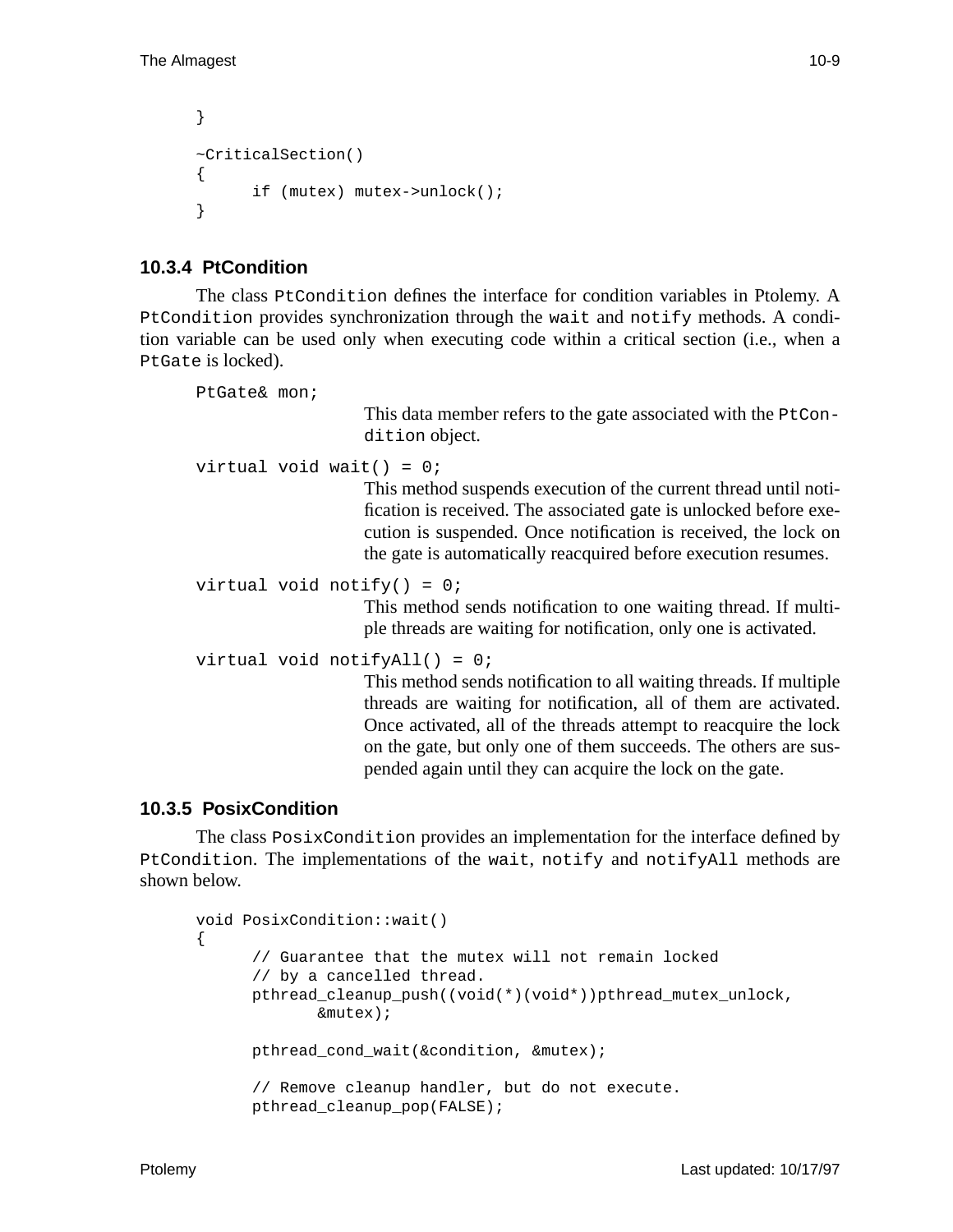```
}

~CriticalSection()
{
      if (mutex) mutex->unlock();
}
```

### 10.3.4 PtCondition

The class `PtCondition` defines the interface for condition variables in Ptolemy. A `PtCondition` provides synchronization through the `wait` and `notify` methods. A condition variable can be used only when executing code within a critical section (i.e., when a `PtGate` is locked).

`PtGate& mon;`
: This data member refers to the gate associated with the `PtCondition` object.

`virtual void wait() = 0;`
: This method suspends execution of the current thread until notification is received. The associated gate is unlocked before execution is suspended. Once notification is received, the lock on the gate is automatically reacquired before execution resumes.

`virtual void notify() = 0;`
: This method sends notification to one waiting thread. If multiple threads are waiting for notification, only one is activated.

`virtual void notifyAll() = 0;`
: This method sends notification to all waiting threads. If multiple threads are waiting for notification, all of them are activated. Once activated, all of the threads attempt to reacquire the lock on the gate, but only one of them succeeds. The others are suspended again until they can acquire the lock on the gate.

### 10.3.5 PosixCondition

The class `PosixCondition` provides an implementation for the interface defined by `PtCondition`. The implementations of the `wait`, `notify` and `notifyAll` methods are shown below.

```
void PosixCondition::wait()
{
      // Guarantee that the mutex will not remain locked
      // by a cancelled thread.
      pthread_cleanup_push((void(*)(void*))pthread_mutex_unlock,
             &mutex);

      pthread_cond_wait(&condition, &mutex);

      // Remove cleanup handler, but do not execute.
      pthread_cleanup_pop(FALSE);
```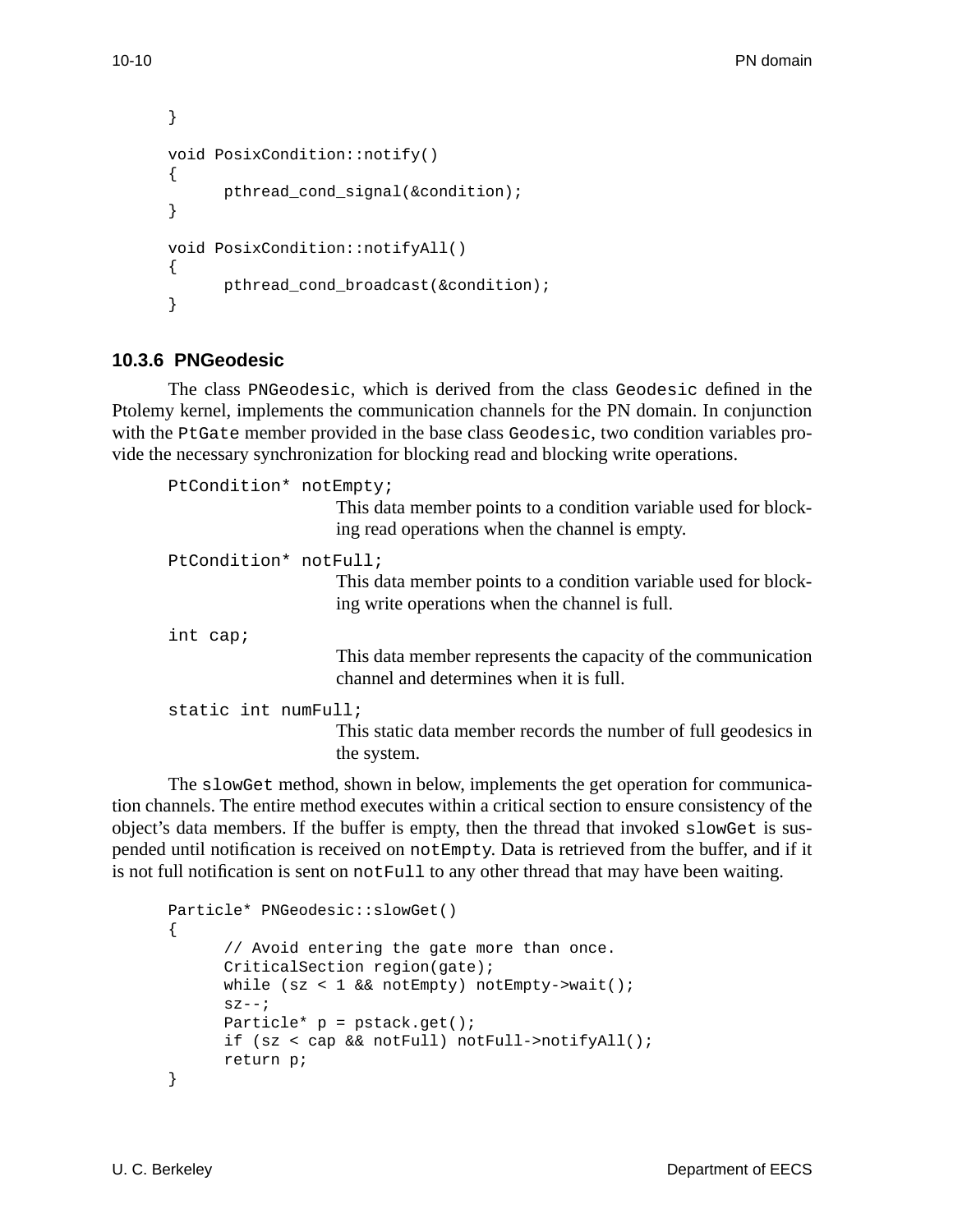```
}

void PosixCondition::notify()
{
      pthread_cond_signal(&condition);
}

void PosixCondition::notifyAll()
{
      pthread_cond_broadcast(&condition);
}
```

### 10.3.6 PNGeodesic

The class `PNGeodesic`, which is derived from the class `Geodesic` defined in the Ptolemy kernel, implements the communication channels for the PN domain. In conjunction with the `PtGate` member provided in the base class `Geodesic`, two condition variables provide the necessary synchronization for blocking read and blocking write operations.

`PtCondition* notEmpty;`
: This data member points to a condition variable used for blocking read operations when the channel is empty.

`PtCondition* notFull;`
: This data member points to a condition variable used for blocking write operations when the channel is full.

`int cap;`
: This data member represents the capacity of the communication channel and determines when it is full.

`static int numFull;`
: This static data member records the number of full geodesics in the system.

The `slowGet` method, shown in below, implements the get operation for communication channels. The entire method executes within a critical section to ensure consistency of the object's data members. If the buffer is empty, then the thread that invoked `slowGet` is suspended until notification is received on `notEmpty`. Data is retrieved from the buffer, and if it is not full notification is sent on `notFull` to any other thread that may have been waiting.

```
Particle* PNGeodesic::slowGet()
{
      // Avoid entering the gate more than once.
      CriticalSection region(gate);
      while (sz < 1 && notEmpty) notEmpty->wait();
      sz--;
      Particle* p = pstack.get();
      if (sz < cap && notFull) notFull->notifyAll();
      return p;
}
```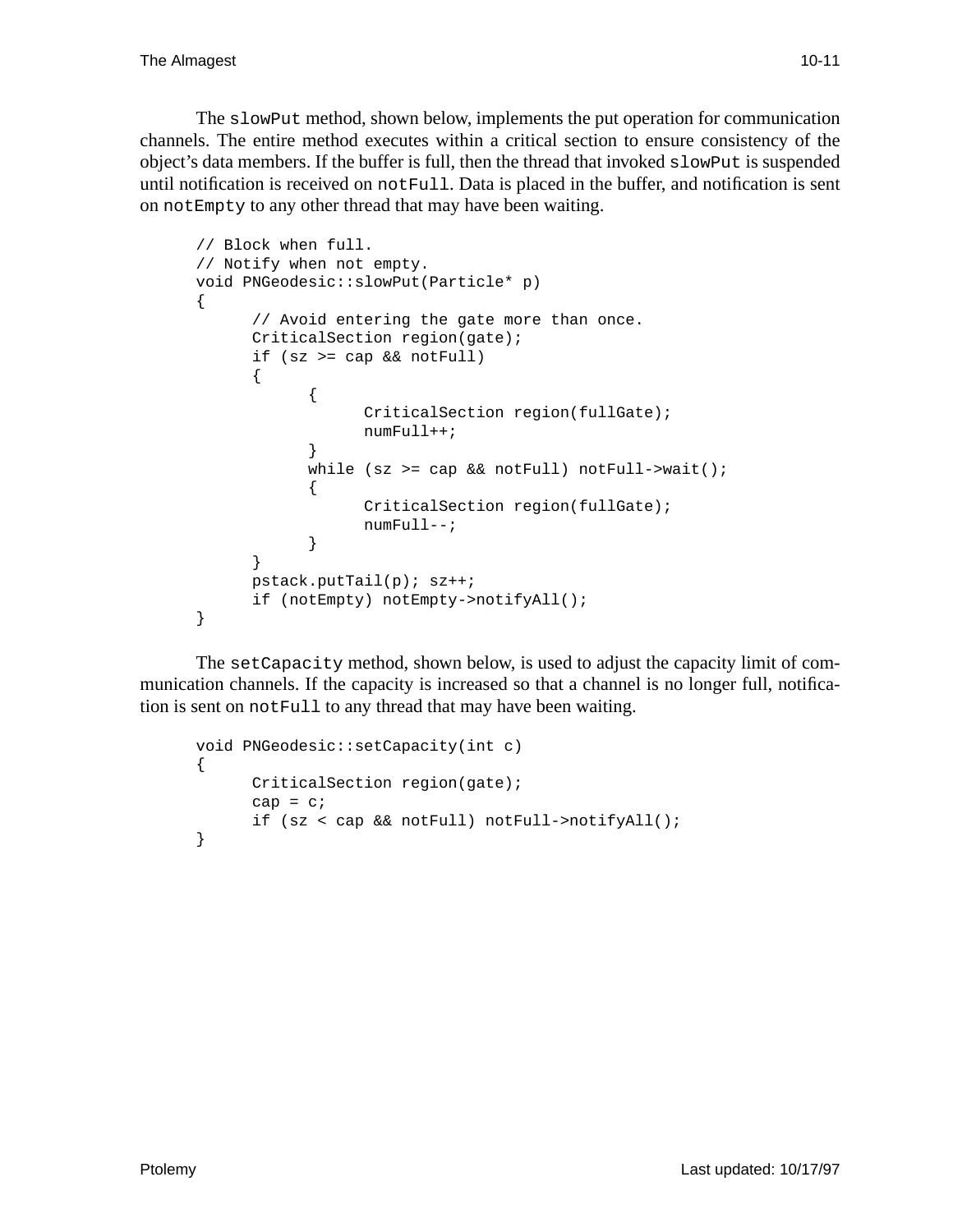The `slowPut` method, shown below, implements the put operation for communication channels. The entire method executes within a critical section to ensure consistency of the object's data members. If the buffer is full, then the thread that invoked `slowPut` is suspended until notification is received on `notFull`. Data is placed in the buffer, and notification is sent on `notEmpty` to any other thread that may have been waiting.

```
// Block when full.
// Notify when not empty.
void PNGeodesic::slowPut(Particle* p)
{
      // Avoid entering the gate more than once.
      CriticalSection region(gate);
      if (sz >= cap && notFull)
      {
            {
                  CriticalSection region(fullGate);
                  numFull++;
            }
            while (sz >= cap && notFull) notFull->wait();
            {
                  CriticalSection region(fullGate);
                  numFull--;
            }
      }
      pstack.putTail(p); sz++;
      if (notEmpty) notEmpty->notifyAll();
}
```

The `setCapacity` method, shown below, is used to adjust the capacity limit of communication channels. If the capacity is increased so that a channel is no longer full, notification is sent on `notFull` to any thread that may have been waiting.

```
void PNGeodesic::setCapacity(int c)
{
      CriticalSection region(gate);
      cap = c;
      if (sz < cap && notFull) notFull->notifyAll();
}
```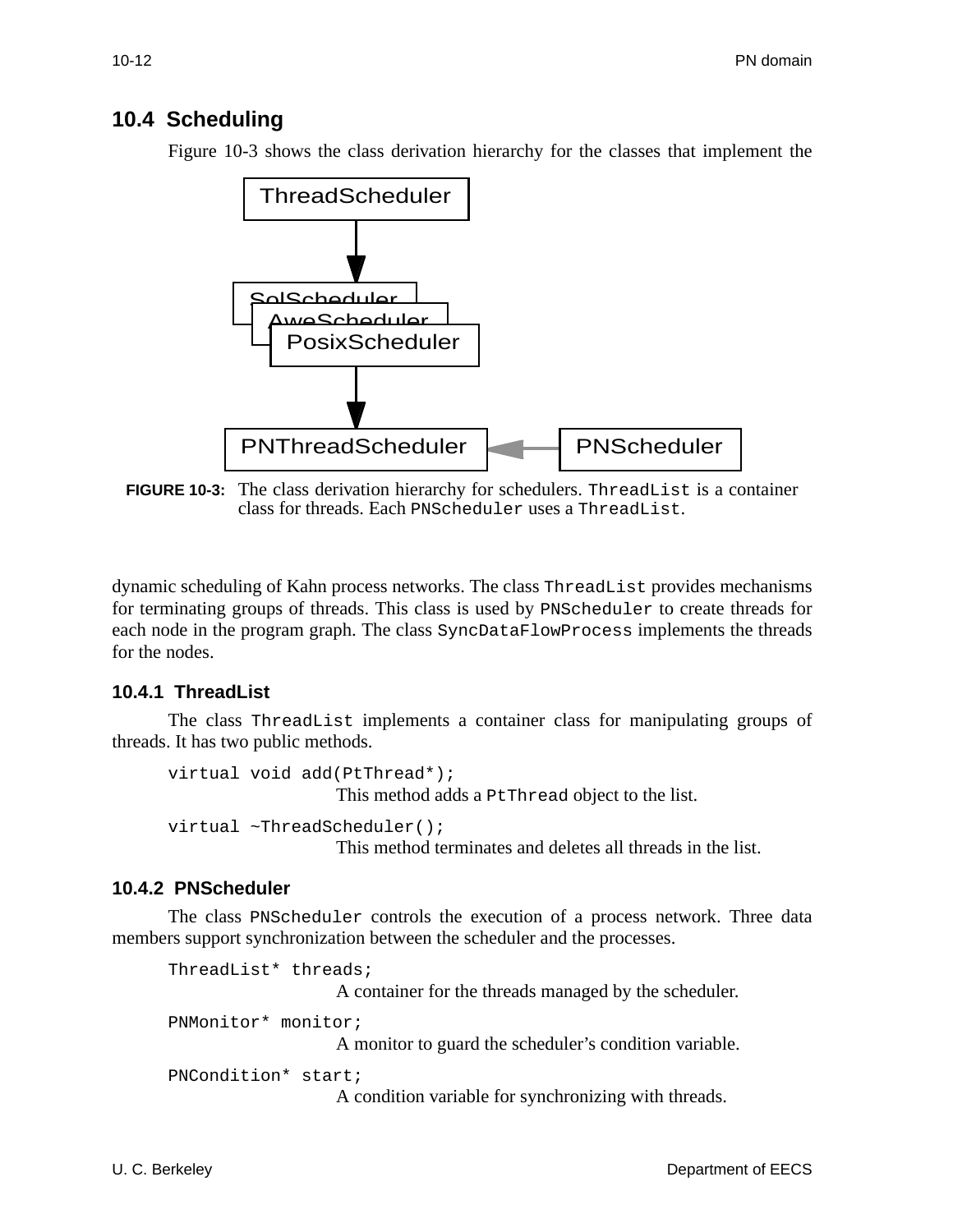## 10.4 Scheduling

Figure 10-3 shows the class derivation hierarchy for the classes that implement the dynamic scheduling of Kahn process networks. The class `ThreadList` provides mechanisms for terminating groups of threads. This class is used by `PNScheduler` to create threads for each node in the program graph. The class `SyncDataFlowProcess` implements the threads for the nodes.

**FIGURE 10-3:** The class derivation hierarchy for schedulers. `ThreadList` is a container class for threads. Each `PNScheduler` uses a `ThreadList`.

### 10.4.1 ThreadList

The class `ThreadList` implements a container class for manipulating groups of threads. It has two public methods.

```
virtual void add(PtThread*);
```

This method adds a `PtThread` object to the list.

```
virtual ~ThreadScheduler();
```

This method terminates and deletes all threads in the list.

### 10.4.2 PNScheduler

The class `PNScheduler` controls the execution of a process network. Three data members support synchronization between the scheduler and the processes.

```
ThreadList* threads;
```

A container for the threads managed by the scheduler.

```
PNMonitor* monitor;
```

A monitor to guard the scheduler's condition variable.

```
PNCondition* start;
```

A condition variable for synchronizing with threads.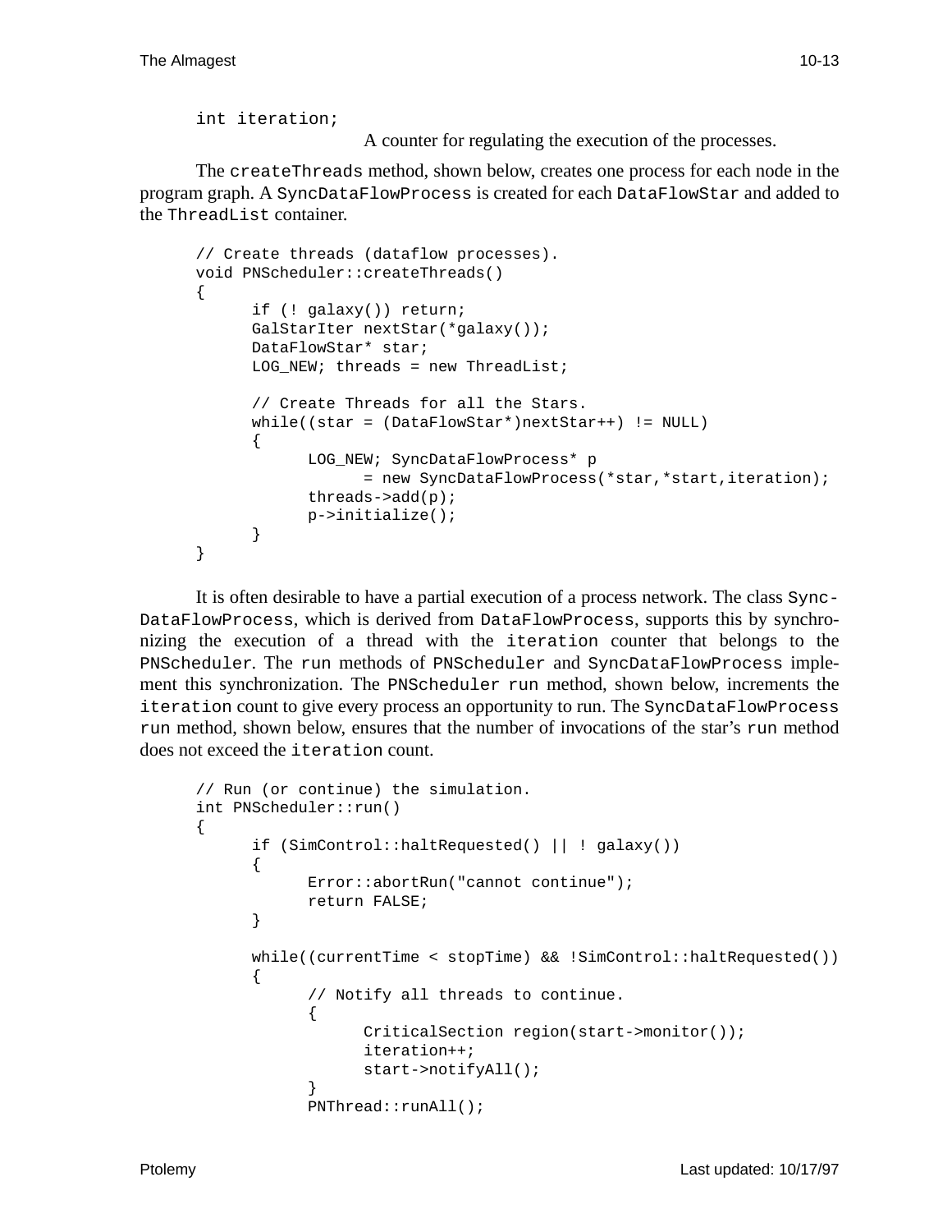```
int iteration;
```

A counter for regulating the execution of the processes.

The `createThreads` method, shown below, creates one process for each node in the program graph. A `SyncDataFlowProcess` is created for each `DataFlowStar` and added to the `ThreadList` container.

```
// Create threads (dataflow processes).
void PNScheduler::createThreads()
{
      if (! galaxy()) return;
      GalStarIter nextStar(*galaxy());
      DataFlowStar* star;
      LOG_NEW; threads = new ThreadList;

      // Create Threads for all the Stars.
      while((star = (DataFlowStar*)nextStar++) != NULL)
      {
            LOG_NEW; SyncDataFlowProcess* p
                  = new SyncDataFlowProcess(*star,*start,iteration);
            threads->add(p);
            p->initialize();
      }
}
```

It is often desirable to have a partial execution of a process network. The class `SyncDataFlowProcess`, which is derived from `DataFlowProcess`, supports this by synchronizing the execution of a thread with the `iteration` counter that belongs to the `PNScheduler`. The `run` methods of `PNScheduler` and `SyncDataFlowProcess` implement this synchronization. The `PNScheduler run` method, shown below, increments the `iteration` count to give every process an opportunity to run. The `SyncDataFlowProcess run` method, shown below, ensures that the number of invocations of the star's `run` method does not exceed the `iteration` count.

```
// Run (or continue) the simulation.
int PNScheduler::run()
{
      if (SimControl::haltRequested() || ! galaxy())
      {
            Error::abortRun("cannot continue");
            return FALSE;
      }

      while((currentTime < stopTime) && !SimControl::haltRequested())
      {
            // Notify all threads to continue.
            {
                  CriticalSection region(start->monitor());
                  iteration++;
                  start->notifyAll();
            }
            PNThread::runAll();
```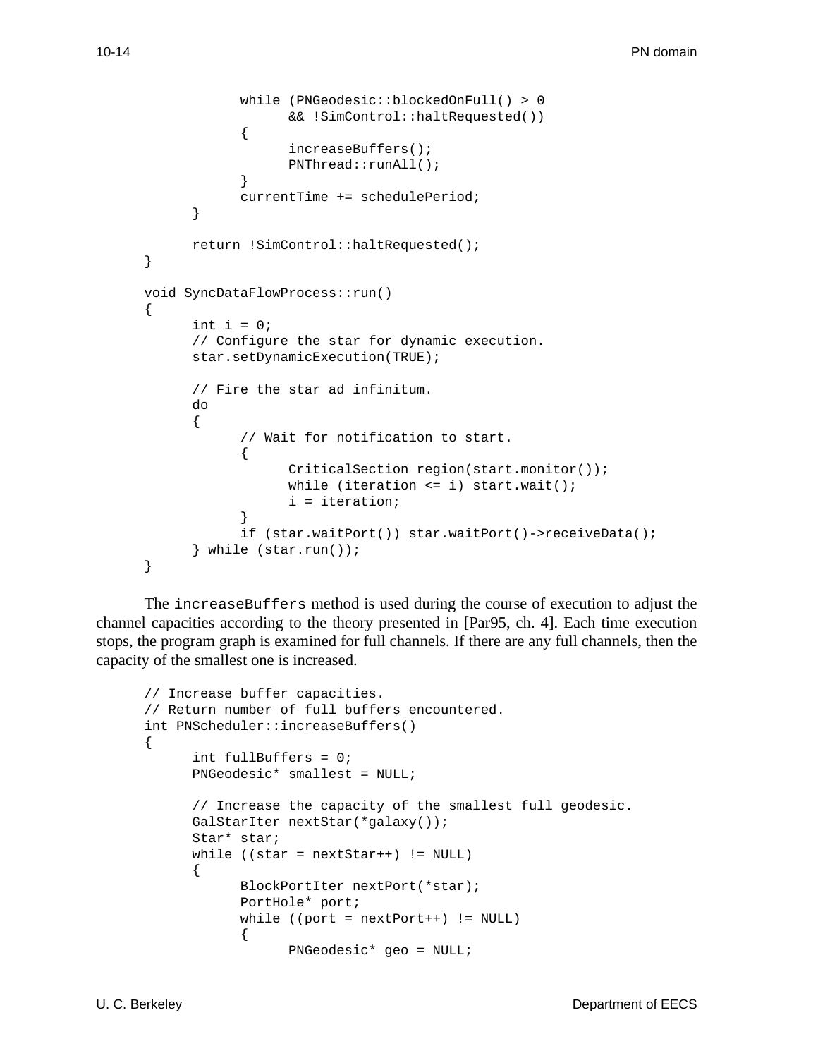```
		while (PNGeodesic::blockedOnFull() > 0
			&& !SimControl::haltRequested())
		{
			increaseBuffers();
			PNThread::runAll();
		}
		currentTime += schedulePeriod;
	}

	return !SimControl::haltRequested();
}

void SyncDataFlowProcess::run()
{
	int i = 0;
	// Configure the star for dynamic execution.
	star.setDynamicExecution(TRUE);

	// Fire the star ad infinitum.
	do
	{
		// Wait for notification to start.
		{
			CriticalSection region(start.monitor());
			while (iteration <= i) start.wait();
			i = iteration;
		}
		if (star.waitPort()) star.waitPort()->receiveData();
	} while (star.run());
}
```

The `increaseBuffers` method is used during the course of execution to adjust the channel capacities according to the theory presented in [Par95, ch. 4]. Each time execution stops, the program graph is examined for full channels. If there are any full channels, then the capacity of the smallest one is increased.

```
// Increase buffer capacities.
// Return number of full buffers encountered.
int PNScheduler::increaseBuffers()
{
	int fullBuffers = 0;
	PNGeodesic* smallest = NULL;

	// Increase the capacity of the smallest full geodesic.
	GalStarIter nextStar(*galaxy());
	Star* star;
	while ((star = nextStar++) != NULL)
	{
		BlockPortIter nextPort(*star);
		PortHole* port;
		while ((port = nextPort++) != NULL)
		{
			PNGeodesic* geo = NULL;
```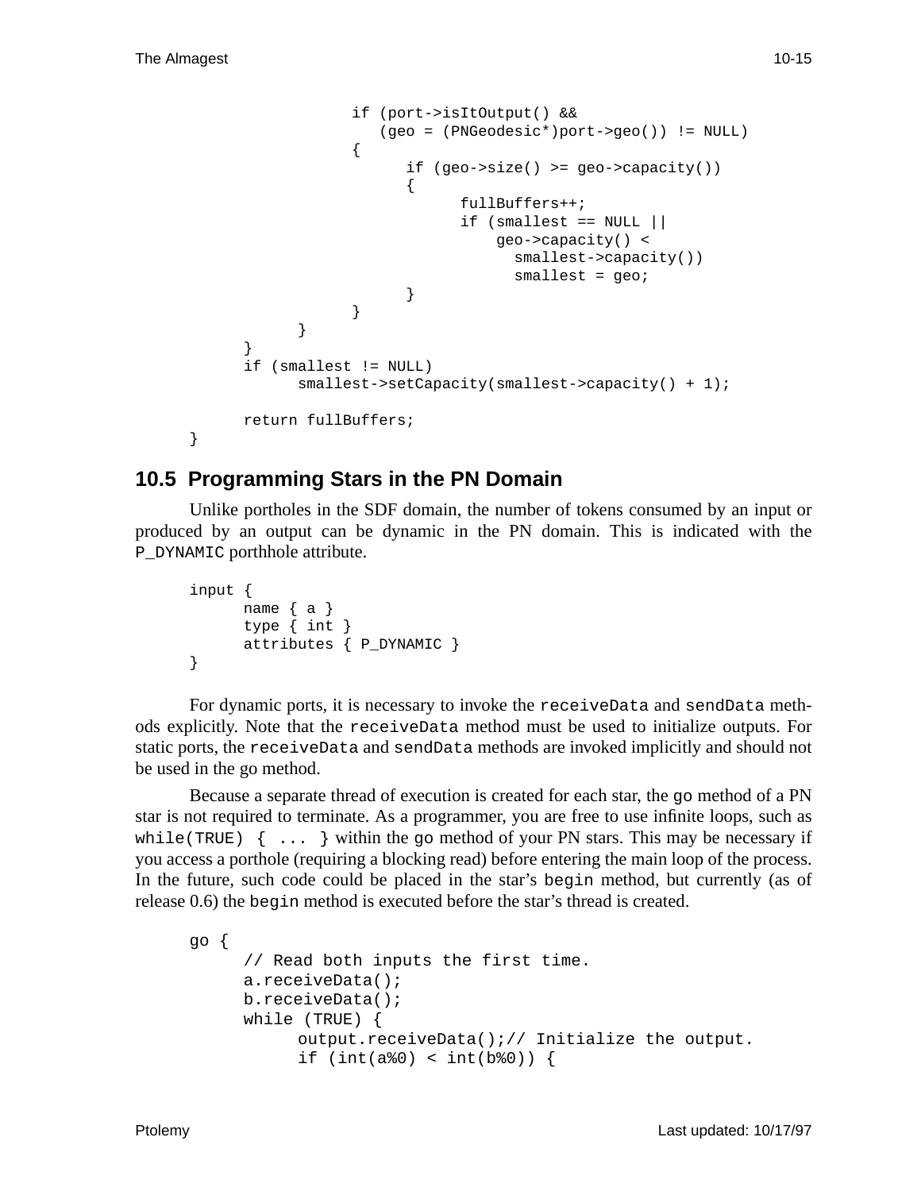```
                if (port->isItOutput() &&
                   (geo = (PNGeodesic*)port->geo()) != NULL)
                {
                      if (geo->size() >= geo->capacity())
                      {
                            fullBuffers++;
                            if (smallest == NULL ||
                                geo->capacity() <
                                  smallest->capacity())
                                  smallest = geo;
                      }
                }
          }
    }
    if (smallest != NULL)
          smallest->setCapacity(smallest->capacity() + 1);

    return fullBuffers;
}
```

## 10.5 Programming Stars in the PN Domain

Unlike portholes in the SDF domain, the number of tokens consumed by an input or produced by an output can be dynamic in the PN domain. This is indicated with the `P_DYNAMIC` porthhole attribute.

```
input {
      name { a }
      type { int }
      attributes { P_DYNAMIC }
}
```

For dynamic ports, it is necessary to invoke the `receiveData` and `sendData` methods explicitly. Note that the `receiveData` method must be used to initialize outputs. For static ports, the `receiveData` and `sendData` methods are invoked implicitly and should not be used in the go method.

Because a separate thread of execution is created for each star, the `go` method of a PN star is not required to terminate. As a programmer, you are free to use infinite loops, such as `while(TRUE) { ... }` within the `go` method of your PN stars. This may be necessary if you access a porthole (requiring a blocking read) before entering the main loop of the process. In the future, such code could be placed in the star's `begin` method, but currently (as of release 0.6) the `begin` method is executed before the star's thread is created.

```
go {
      // Read both inputs the first time.
      a.receiveData();
      b.receiveData();
      while (TRUE) {
            output.receiveData();// Initialize the output.
            if (int(a%0) < int(b%0)) {
```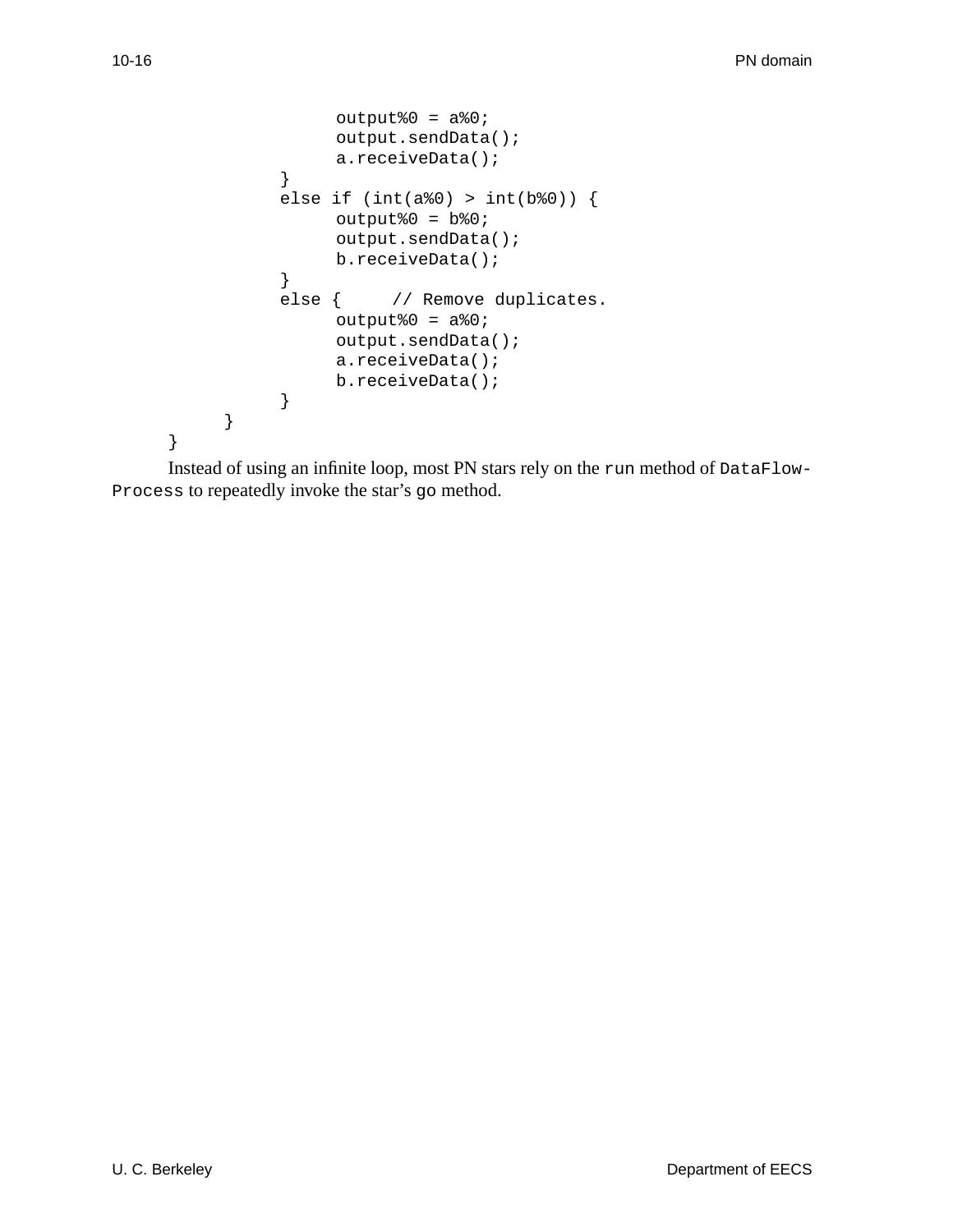```
                output%0 = a%0;
                output.sendData();
                a.receiveData();
            }
            else if (int(a%0) > int(b%0)) {
                output%0 = b%0;
                output.sendData();
                b.receiveData();
            }
            else {      // Remove duplicates.
                output%0 = a%0;
                output.sendData();
                a.receiveData();
                b.receiveData();
            }
        }
    }
```

Instead of using an infinite loop, most PN stars rely on the `run` method of `DataFlowProcess` to repeatedly invoke the star's `go` method.